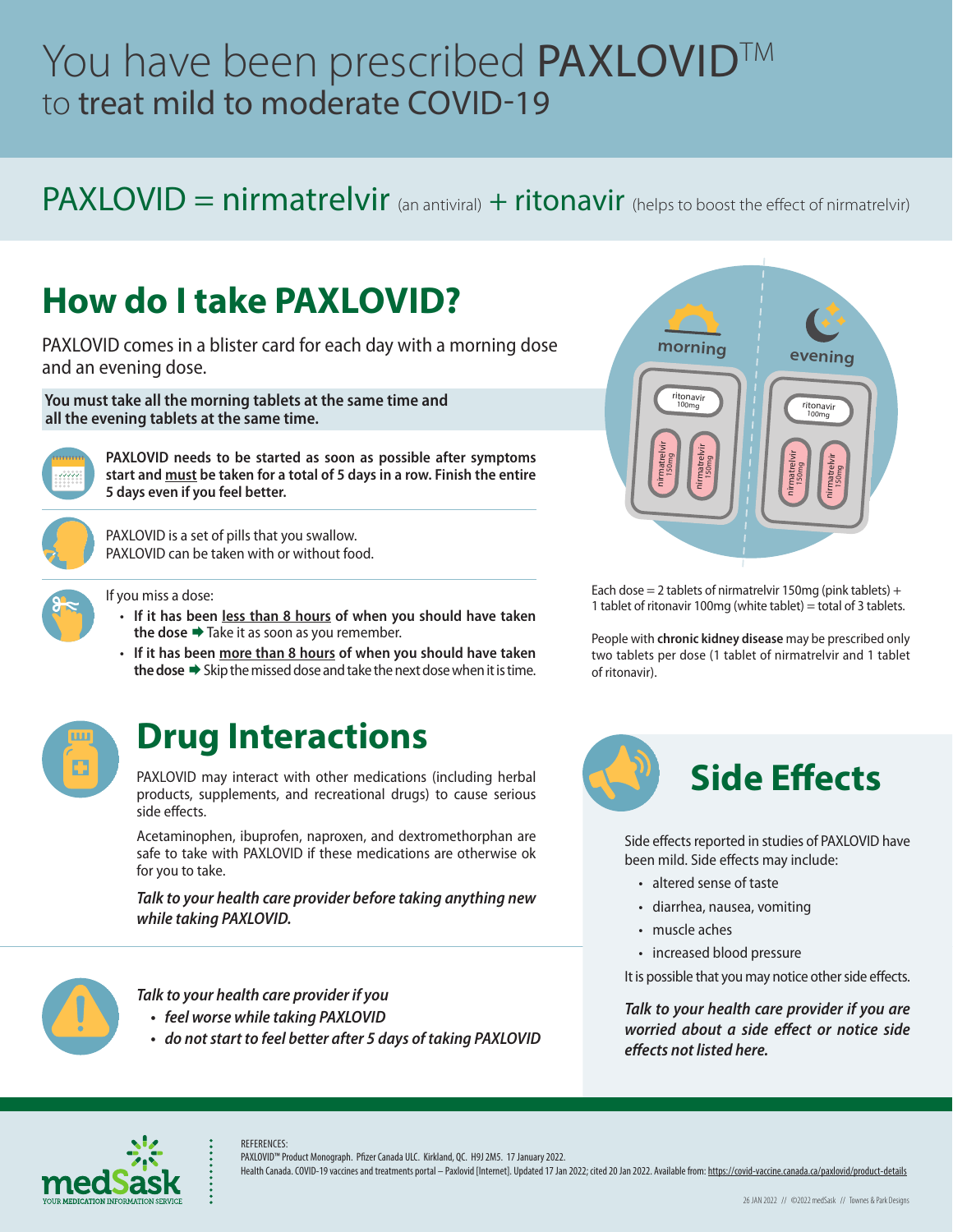# You have been prescribed PAXLOVID™ to treat mild to moderate COVID-19

## PAXLOVID = nirmatrelvir (an antiviral) + ritonavir (helps to boost the effect of nirmatrelvir)

## How do I take PAXLOVID?

PAXLOVID comes in a blister card for each day with a morning dose and an evening dose.

**You must take all the morning tablets at the same time and all the evening tablets at the same time.**

**PAXLOVID needs to be started as soon as possible after symptoms start and must be taken for a total of 5 days in a row. Finish the entire 5 days even if you feel better.**

PAXLOVID is a set of pills that you swallow.
PAXLOVID can be taken with or without food.

If you miss a dose:

- **If it has been less than 8 hours of when you should have taken the dose** ➡ Take it as soon as you remember.
- **If it has been more than 8 hours of when you should have taken the dose** ➡ Skip the missed dose and take the next dose when it is time.

morning: ritonavir 100mg, nirmatrelvir 150mg, nirmatrelvir 150mg
evening: ritonavir 100mg, nirmatrelvir 150mg, nirmatrelvir 150mg

Each dose = 2 tablets of nirmatrelvir 150mg (pink tablets) + 1 tablet of ritonavir 100mg (white tablet) = total of 3 tablets.

People with **chronic kidney disease** may be prescribed only two tablets per dose (1 tablet of nirmatrelvir and 1 tablet of ritonavir).

## Drug Interactions

PAXLOVID may interact with other medications (including herbal products, supplements, and recreational drugs) to cause serious side effects.

Acetaminophen, ibuprofen, naproxen, and dextromethorphan are safe to take with PAXLOVID if these medications are otherwise ok for you to take.

***Talk to your health care provider before taking anything new while taking PAXLOVID.***

*Talk to your health care provider if you*

- *feel worse while taking PAXLOVID*
- *do not start to feel better after 5 days of taking PAXLOVID*

## Side Effects

Side effects reported in studies of PAXLOVID have been mild. Side effects may include:

- altered sense of taste
- diarrhea, nausea, vomiting
- muscle aches
- increased blood pressure

It is possible that you may notice other side effects.

***Talk to your health care provider if you are worried about a side effect or notice side effects not listed here.***

REFERENCES:
PAXLOVID™ Product Monograph. Pfizer Canada ULC. Kirkland, QC. H9J 2M5. 17 January 2022.
Health Canada. COVID-19 vaccines and treatments portal – Paxlovid [Internet]. Updated 17 Jan 2022; cited 20 Jan 2022. Available from: https://covid-vaccine.canada.ca/paxlovid/product-details

medSask YOUR MEDICATION INFORMATION SERVICE

26 JAN 2022 // ©2022 medSask // Townes & Park Designs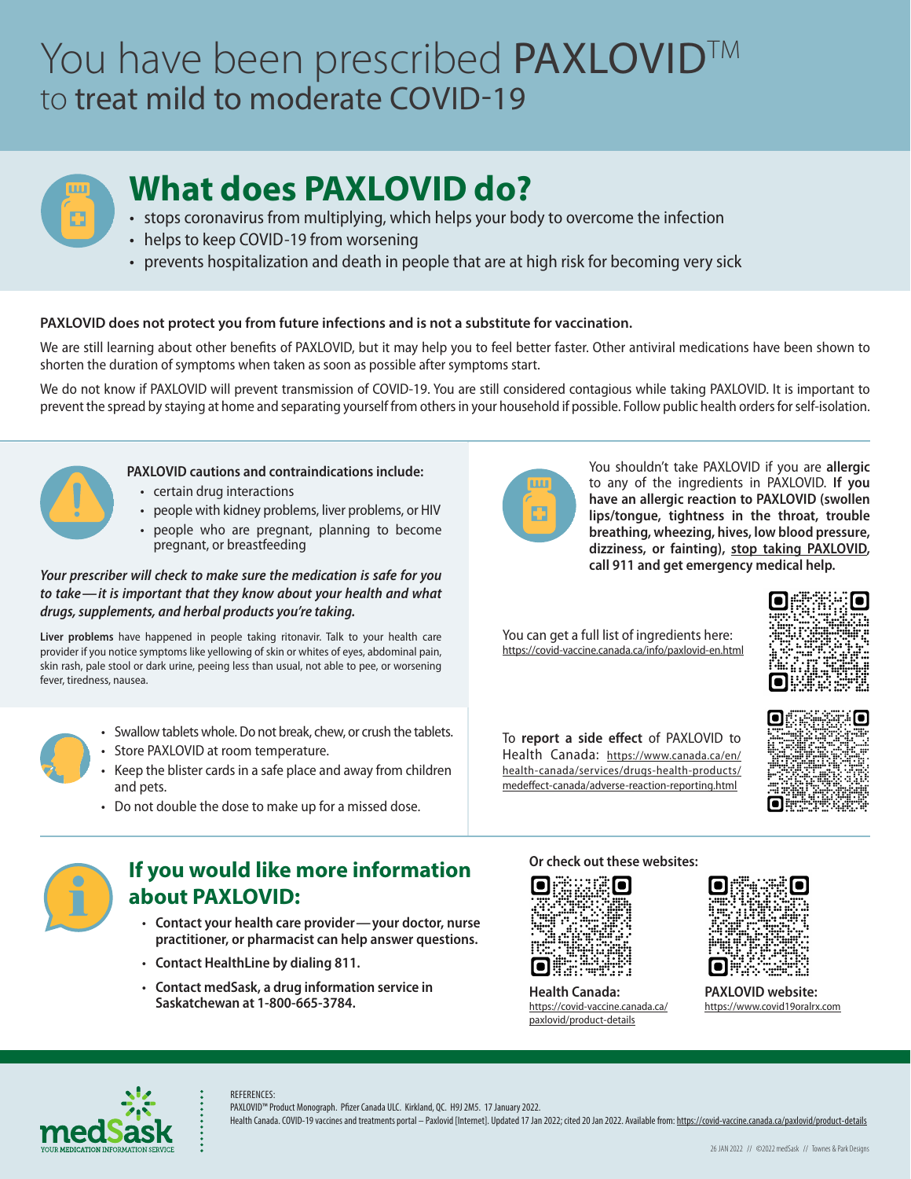# You have been prescribed PAXLOVID™ to treat mild to moderate COVID-19

## What does PAXLOVID do?

- stops coronavirus from multiplying, which helps your body to overcome the infection
- helps to keep COVID-19 from worsening
- prevents hospitalization and death in people that are at high risk for becoming very sick

**PAXLOVID does not protect you from future infections and is not a substitute for vaccination.**

We are still learning about other benefits of PAXLOVID, but it may help you to feel better faster. Other antiviral medications have been shown to shorten the duration of symptoms when taken as soon as possible after symptoms start.

We do not know if PAXLOVID will prevent transmission of COVID-19. You are still considered contagious while taking PAXLOVID. It is important to prevent the spread by staying at home and separating yourself from others in your household if possible. Follow public health orders for self-isolation.

**PAXLOVID cautions and contraindications include:**

- certain drug interactions
- people with kidney problems, liver problems, or HIV
- people who are pregnant, planning to become pregnant, or breastfeeding

***Your prescriber will check to make sure the medication is safe for you to take—it is important that they know about your health and what drugs, supplements, and herbal products you're taking.***

**Liver problems** have happened in people taking ritonavir. Talk to your health care provider if you notice symptoms like yellowing of skin or whites of eyes, abdominal pain, skin rash, pale stool or dark urine, peeing less than usual, not able to pee, or worsening fever, tiredness, nausea.

- Swallow tablets whole. Do not break, chew, or crush the tablets.
- Store PAXLOVID at room temperature.
- Keep the blister cards in a safe place and away from children and pets.
- Do not double the dose to make up for a missed dose.

You shouldn't take PAXLOVID if you are **allergic** to any of the ingredients in PAXLOVID. **If you have an allergic reaction to PAXLOVID (swollen lips/tongue, tightness in the throat, trouble breathing, wheezing, hives, low blood pressure, dizziness, or fainting), stop taking PAXLOVID, call 911 and get emergency medical help.**

You can get a full list of ingredients here: https://covid-vaccine.canada.ca/info/paxlovid-en.html

To **report a side effect** of PAXLOVID to Health Canada: https://www.canada.ca/en/health-canada/services/drugs-health-products/medeffect-canada/adverse-reaction-reporting.html

## If you would like more information about PAXLOVID:

- **Contact your health care provider—your doctor, nurse practitioner, or pharmacist can help answer questions.**
- **Contact HealthLine by dialing 811.**
- **Contact medSask, a drug information service in Saskatchewan at 1-800-665-3784.**

**Or check out these websites:**

**Health Canada:** https://covid-vaccine.canada.ca/paxlovid/product-details

**PAXLOVID website:** https://www.covid19oralrx.com

medSask YOUR MEDICATION INFORMATION SERVICE

REFERENCES:
PAXLOVID™ Product Monograph. Pfizer Canada ULC. Kirkland, QC. H9J 2M5. 17 January 2022.
Health Canada. COVID-19 vaccines and treatments portal – Paxlovid [Internet]. Updated 17 Jan 2022; cited 20 Jan 2022. Available from: https://covid-vaccine.canada.ca/paxlovid/product-details

26 JAN 2022 // ©2022 medSask // Townes & Park Designs